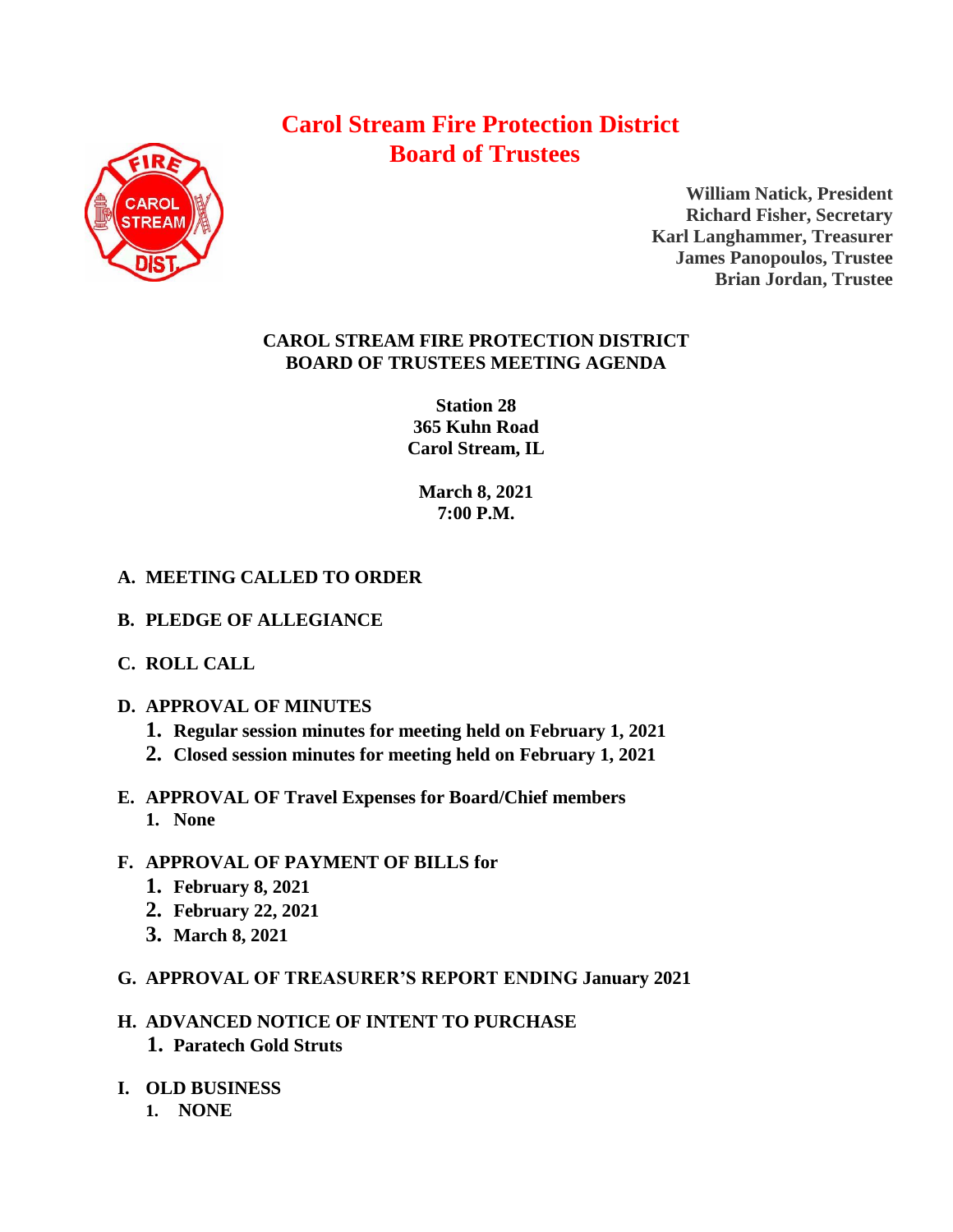# Carol Stream Fire Protection District
# Board of Trustees

**William Natick, President**
**Richard Fisher, Secretary**
**Karl Langhammer, Treasurer**
**James Panopoulos, Trustee**
**Brian Jordan, Trustee**

## CAROL STREAM FIRE PROTECTION DISTRICT
## BOARD OF TRUSTEES MEETING AGENDA

**Station 28**
**365 Kuhn Road**
**Carol Stream, IL**

**March 8, 2021**
**7:00 P.M.**

**A. MEETING CALLED TO ORDER**

**B. PLEDGE OF ALLEGIANCE**

**C. ROLL CALL**

**D. APPROVAL OF MINUTES**
1. **Regular session minutes for meeting held on February 1, 2021**
2. **Closed session minutes for meeting held on February 1, 2021**

**E. APPROVAL OF Travel Expenses for Board/Chief members**
1. **None**

**F. APPROVAL OF PAYMENT OF BILLS for**
1. **February 8, 2021**
2. **February 22, 2021**
3. **March 8, 2021**

**G. APPROVAL OF TREASURER'S REPORT ENDING January 2021**

**H. ADVANCED NOTICE OF INTENT TO PURCHASE**
1. **Paratech Gold Struts**

**I. OLD BUSINESS**
1. **NONE**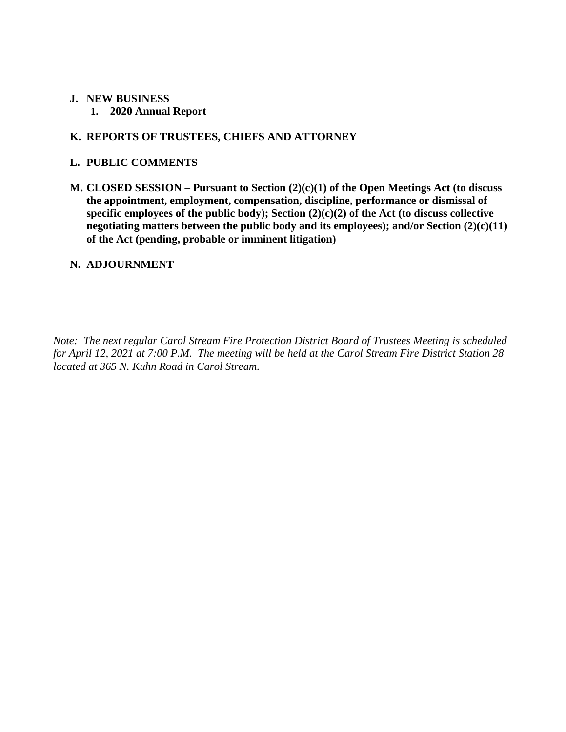**J. NEW BUSINESS**

1. **2020 Annual Report**

**K. REPORTS OF TRUSTEES, CHIEFS AND ATTORNEY**

**L. PUBLIC COMMENTS**

**M. CLOSED SESSION – Pursuant to Section (2)(c)(1) of the Open Meetings Act (to discuss the appointment, employment, compensation, discipline, performance or dismissal of specific employees of the public body); Section (2)(c)(2) of the Act (to discuss collective negotiating matters between the public body and its employees); and/or Section (2)(c)(11) of the Act (pending, probable or imminent litigation)**

**N. ADJOURNMENT**

*Note: The next regular Carol Stream Fire Protection District Board of Trustees Meeting is scheduled for April 12, 2021 at 7:00 P.M. The meeting will be held at the Carol Stream Fire District Station 28 located at 365 N. Kuhn Road in Carol Stream.*